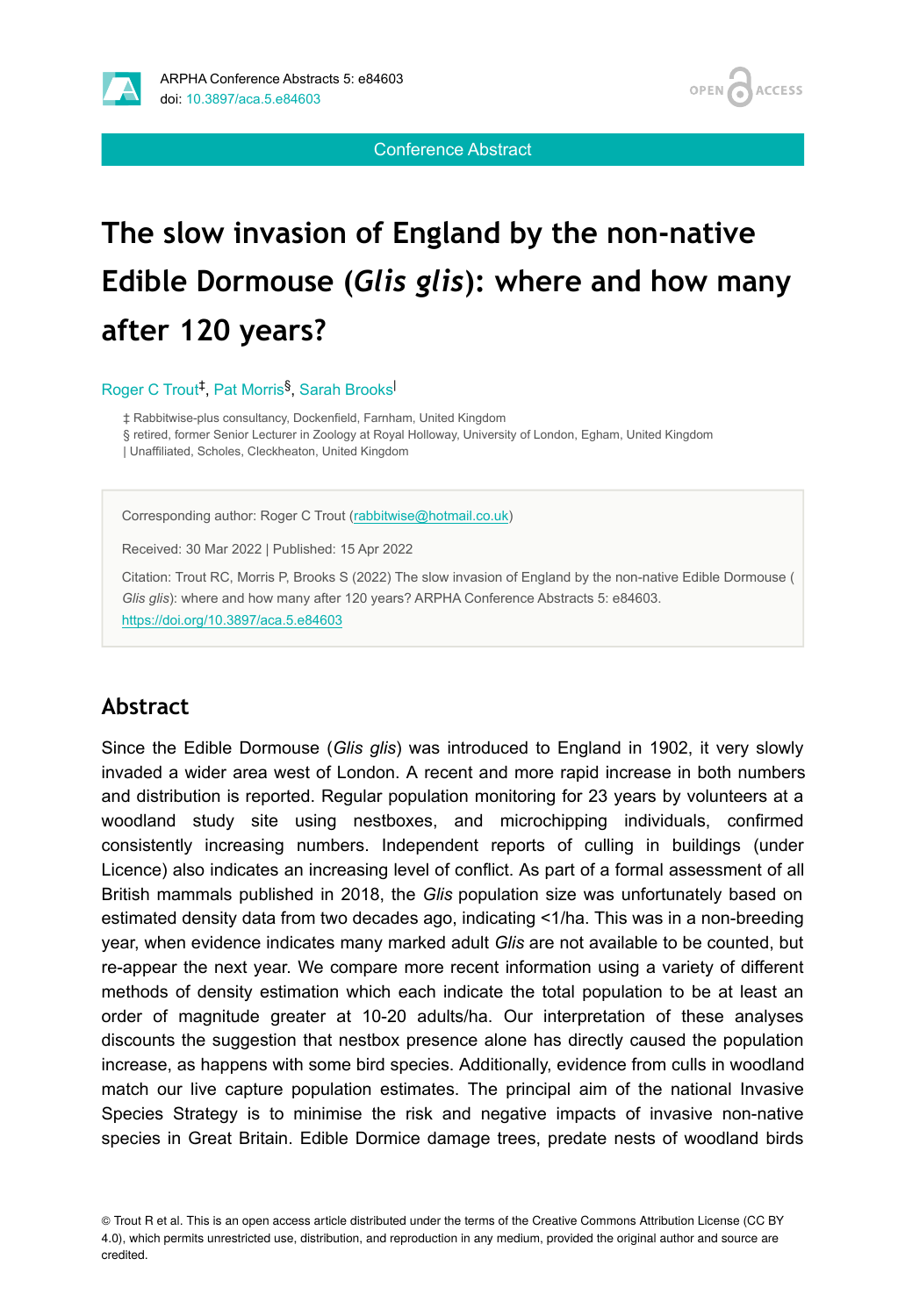Conference Abstract

# The slow invasion of England by the non-native Edible Dormouse (*Glis glis*): where and how many after 120 years?

Roger C Trout[‡], Pat Morris[§], Sarah Brooks[|]

‡ Rabbitwise-plus consultancy, Dockenfield, Farnham, United Kingdom
§ retired, former Senior Lecturer in Zoology at Royal Holloway, University of London, Egham, United Kingdom
| Unaffiliated, Scholes, Cleckheaton, United Kingdom

Corresponding author: Roger C Trout (rabbitwise@hotmail.co.uk)

Received: 30 Mar 2022 | Published: 15 Apr 2022

Citation: Trout RC, Morris P, Brooks S (2022) The slow invasion of England by the non-native Edible Dormouse (*Glis glis*): where and how many after 120 years? ARPHA Conference Abstracts 5: e84603. https://doi.org/10.3897/aca.5.e84603

## Abstract

Since the Edible Dormouse (*Glis glis*) was introduced to England in 1902, it very slowly invaded a wider area west of London. A recent and more rapid increase in both numbers and distribution is reported. Regular population monitoring for 23 years by volunteers at a woodland study site using nestboxes, and microchipping individuals, confirmed consistently increasing numbers. Independent reports of culling in buildings (under Licence) also indicates an increasing level of conflict. As part of a formal assessment of all British mammals published in 2018, the *Glis* population size was unfortunately based on estimated density data from two decades ago, indicating <1/ha. This was in a non-breeding year, when evidence indicates many marked adult *Glis* are not available to be counted, but re-appear the next year. We compare more recent information using a variety of different methods of density estimation which each indicate the total population to be at least an order of magnitude greater at 10-20 adults/ha. Our interpretation of these analyses discounts the suggestion that nestbox presence alone has directly caused the population increase, as happens with some bird species. Additionally, evidence from culls in woodland match our live capture population estimates. The principal aim of the national Invasive Species Strategy is to minimise the risk and negative impacts of invasive non-native species in Great Britain. Edible Dormice damage trees, predate nests of woodland birds

© Trout R et al. This is an open access article distributed under the terms of the Creative Commons Attribution License (CC BY 4.0), which permits unrestricted use, distribution, and reproduction in any medium, provided the original author and source are credited.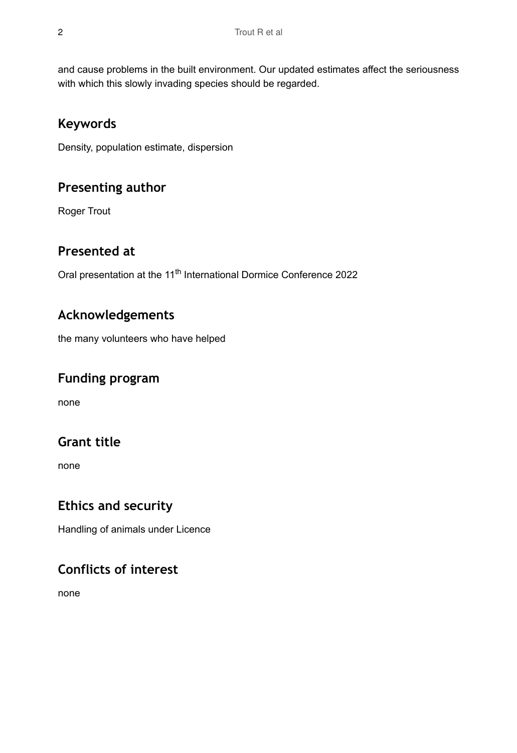and cause problems in the built environment. Our updated estimates affect the seriousness with which this slowly invading species should be regarded.

## Keywords

Density, population estimate, dispersion

## Presenting author

Roger Trout

## Presented at

Oral presentation at the 11th International Dormice Conference 2022

## Acknowledgements

the many volunteers who have helped

## Funding program

none

## Grant title

none

## Ethics and security

Handling of animals under Licence

## Conflicts of interest

none